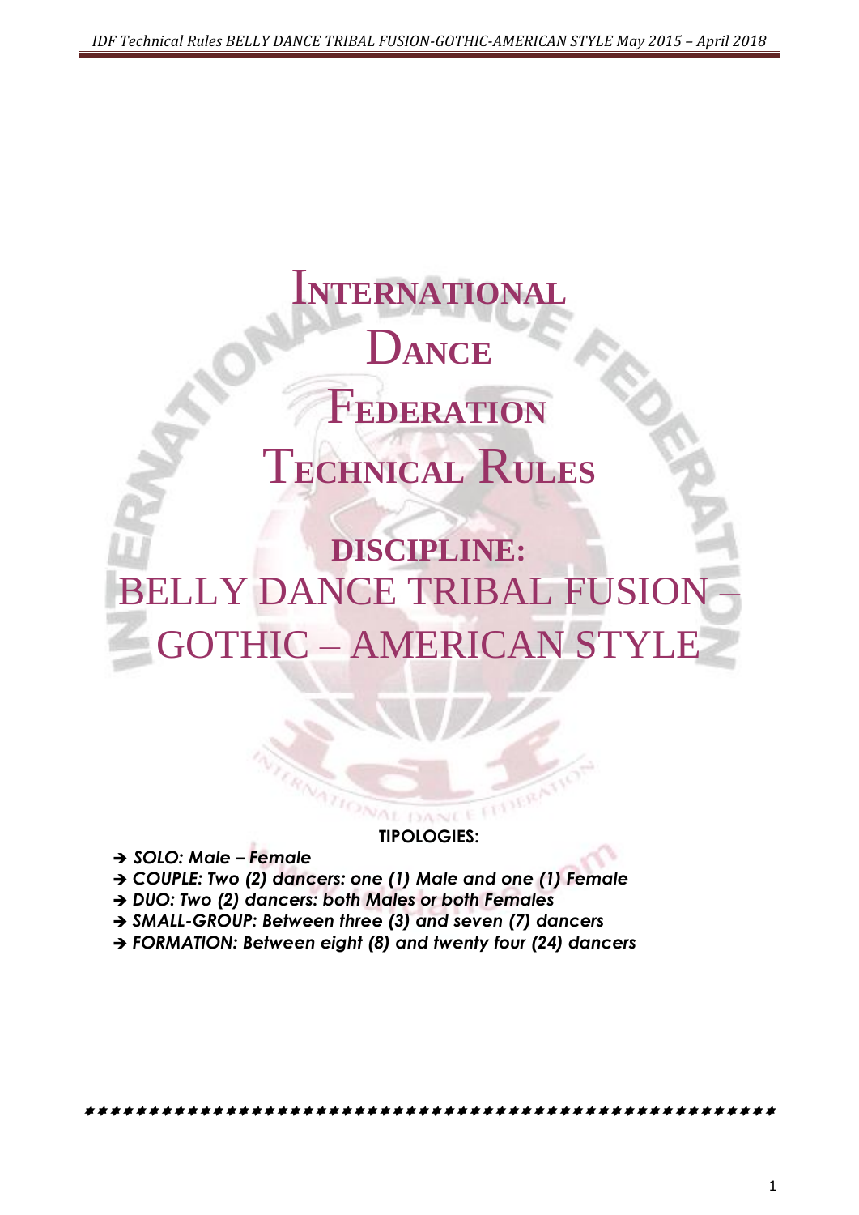# International Dance Federation Technical Rules

## DISCIPLINE:

# BELLY DANCE TRIBAL FUSION – GOTHIC – AMERICAN STYLE

**TIPOLOGIES:**

- ***SOLO: Male – Female***
- ***COUPLE: Two (2) dancers: one (1) Male and one (1) Female***
- ***DUO: Two (2) dancers: both Males or both Females***
- ***SMALL-GROUP: Between three (3) and seven (7) dancers***
- ***FORMATION: Between eight (8) and twenty four (24) dancers***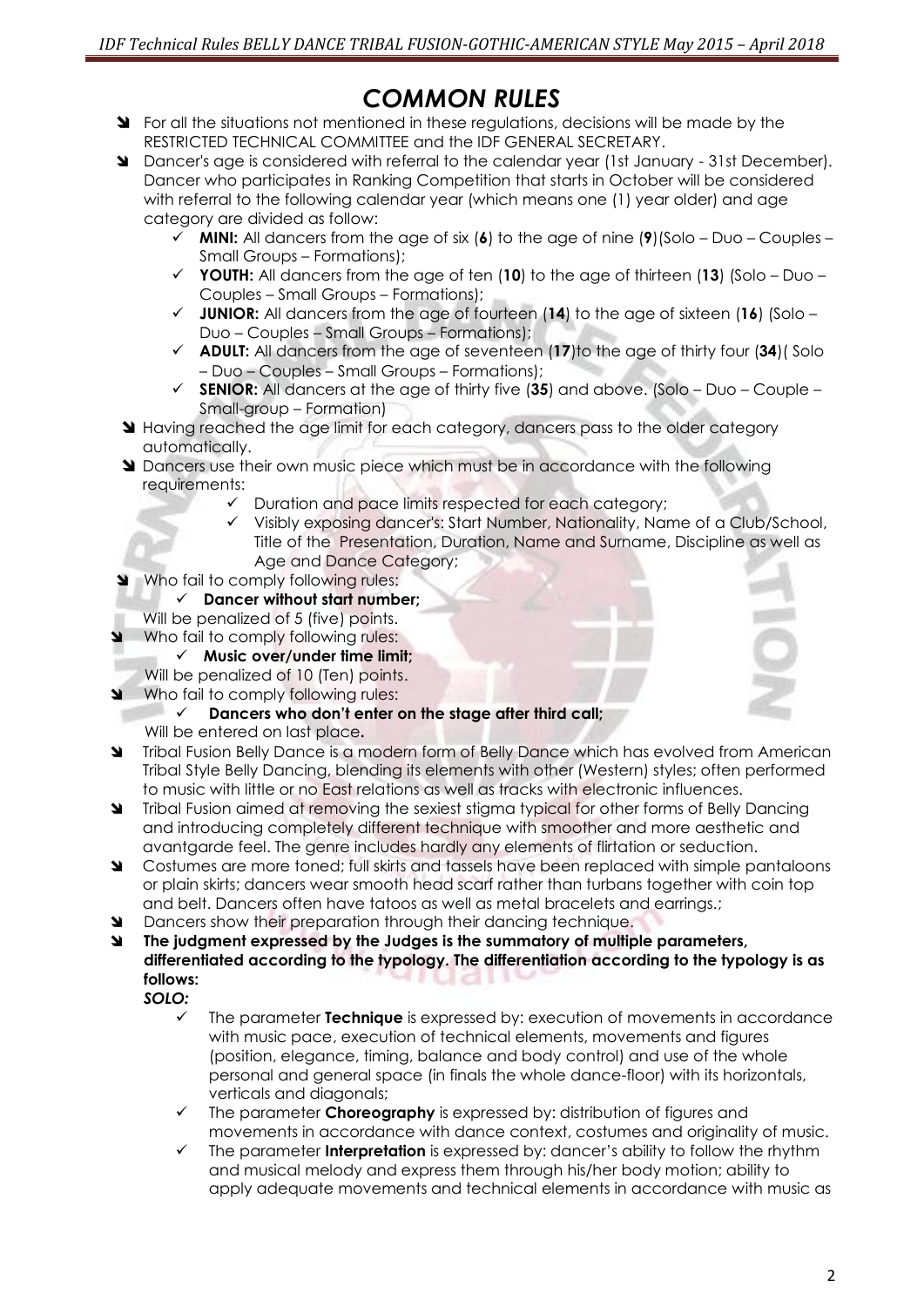# COMMON RULES

- For all the situations not mentioned in these regulations, decisions will be made by the RESTRICTED TECHNICAL COMMITTEE and the IDF GENERAL SECRETARY.
- Dancer's age is considered with referral to the calendar year (1st January - 31st December). Dancer who participates in Ranking Competition that starts in October will be considered with referral to the following calendar year (which means one (1) year older) and age category are divided as follow:
  - **MINI:** All dancers from the age of six (**6**) to the age of nine (**9**)(Solo – Duo – Couples – Small Groups – Formations);
  - **YOUTH:** All dancers from the age of ten (**10**) to the age of thirteen (**13**) (Solo – Duo – Couples – Small Groups – Formations);
  - **JUNIOR:** All dancers from the age of fourteen (**14**) to the age of sixteen (**16**) (Solo – Duo – Couples – Small Groups – Formations);
  - **ADULT:** All dancers from the age of seventeen (**17**)to the age of thirty four (**34**)( Solo – Duo – Couples – Small Groups – Formations);
  - **SENIOR:** All dancers at the age of thirty five (**35**) and above. (Solo – Duo – Couple – Small-group – Formation)
- Having reached the age limit for each category, dancers pass to the older category automatically.
- Dancers use their own music piece which must be in accordance with the following requirements:
  - Duration and pace limits respected for each category;
  - Visibly exposing dancer's: Start Number, Nationality, Name of a Club/School, Title of the Presentation, Duration, Name and Surname, Discipline as well as Age and Dance Category;
- Who fail to comply following rules:
  - **Dancer without start number;**

  Will be penalized of 5 (five) points.
- Who fail to comply following rules:
  - **Music over/under time limit;**

  Will be penalized of 10 (Ten) points.
- Who fail to comply following rules:
  - **Dancers who don't enter on the stage after third call;**

  Will be entered on last place**.**
- Tribal Fusion Belly Dance is a modern form of Belly Dance which has evolved from American Tribal Style Belly Dancing, blending its elements with other (Western) styles; often performed to music with little or no East relations as well as tracks with electronic influences.
- Tribal Fusion aimed at removing the sexiest stigma typical for other forms of Belly Dancing and introducing completely different technique with smoother and more aesthetic and avantgarde feel. The genre includes hardly any elements of flirtation or seduction.
- Costumes are more toned; full skirts and tassels have been replaced with simple pantaloons or plain skirts; dancers wear smooth head scarf rather than turbans together with coin top and belt. Dancers often have tatoos as well as metal bracelets and earrings.;
- Dancers show their preparation through their dancing technique.
- **The judgment expressed by the Judges is the summatory of multiple parameters, differentiated according to the typology. The differentiation according to the typology is as follows:**

  ***SOLO:***
  - The parameter **Technique** is expressed by: execution of movements in accordance with music pace, execution of technical elements, movements and figures (position, elegance, timing, balance and body control) and use of the whole personal and general space (in finals the whole dance-floor) with its horizontals, verticals and diagonals;
  - The parameter **Choreography** is expressed by: distribution of figures and movements in accordance with dance context, costumes and originality of music.
  - The parameter **Interpretation** is expressed by: dancer's ability to follow the rhythm and musical melody and express them through his/her body motion; ability to apply adequate movements and technical elements in accordance with music as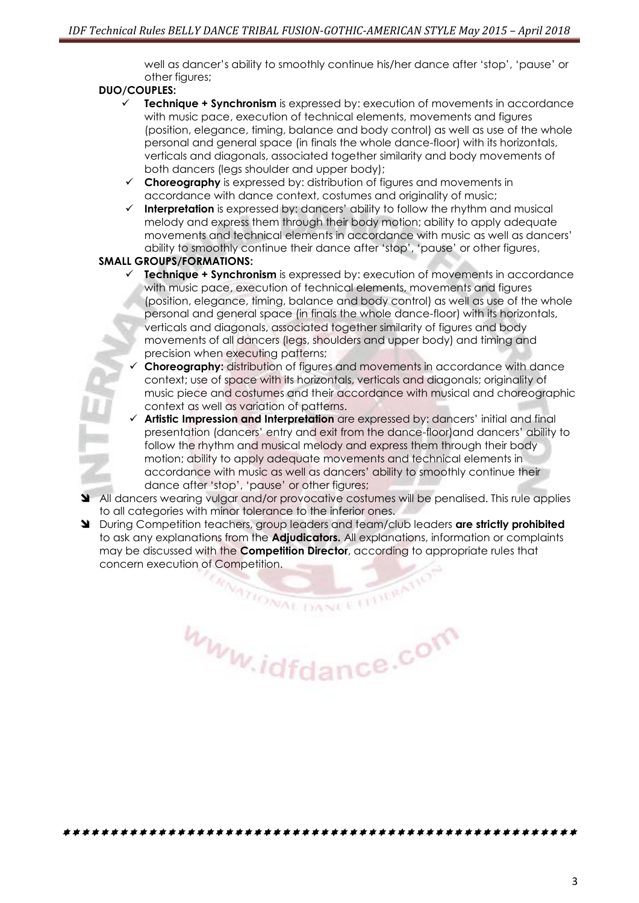well as dancer's ability to smoothly continue his/her dance after 'stop', 'pause' or other figures;

**DUO/COUPLES:**

- ✓ **Technique + Synchronism** is expressed by: execution of movements in accordance with music pace, execution of technical elements, movements and figures (position, elegance, timing, balance and body control) as well as use of the whole personal and general space (in finals the whole dance-floor) with its horizontals, verticals and diagonals, associated together similarity and body movements of both dancers (legs shoulder and upper body);
- ✓ **Choreography** is expressed by: distribution of figures and movements in accordance with dance context, costumes and originality of music;
- ✓ **Interpretation** is expressed by: dancers' ability to follow the rhythm and musical melody and express them through their body motion; ability to apply adequate movements and technical elements in accordance with music as well as dancers' ability to smoothly continue their dance after 'stop', 'pause' or other figures,

**SMALL GROUPS/FORMATIONS:**

- ✓ **Technique + Synchronism** is expressed by: execution of movements in accordance with music pace, execution of technical elements, movements and figures (position, elegance, timing, balance and body control) as well as use of the whole personal and general space (in finals the whole dance-floor) with its horizontals, verticals and diagonals, associated together similarity of figures and body movements of all dancers (legs, shoulders and upper body) and timing and precision when executing patterns;
- ✓ **Choreography:** distribution of figures and movements in accordance with dance context; use of space with its horizontals, verticals and diagonals; originality of music piece and costumes and their accordance with musical and choreographic context as well as variation of patterns.
- ✓ **Artistic Impression and Interpretation** are expressed by: dancers' initial and final presentation (dancers' entry and exit from the dance-floor)and dancers' ability to follow the rhythm and musical melody and express them through their body motion; ability to apply adequate movements and technical elements in accordance with music as well as dancers' ability to smoothly continue their dance after 'stop', 'pause' or other figures;

- All dancers wearing vulgar and/or provocative costumes will be penalised. This rule applies to all categories with minor tolerance to the inferior ones.
- During Competition teachers, group leaders and team/club leaders **are strictly prohibited** to ask any explanations from the **Adjudicators.** All explanations, information or complaints may be discussed with the **Competition Director**, according to appropriate rules that concern execution of Competition.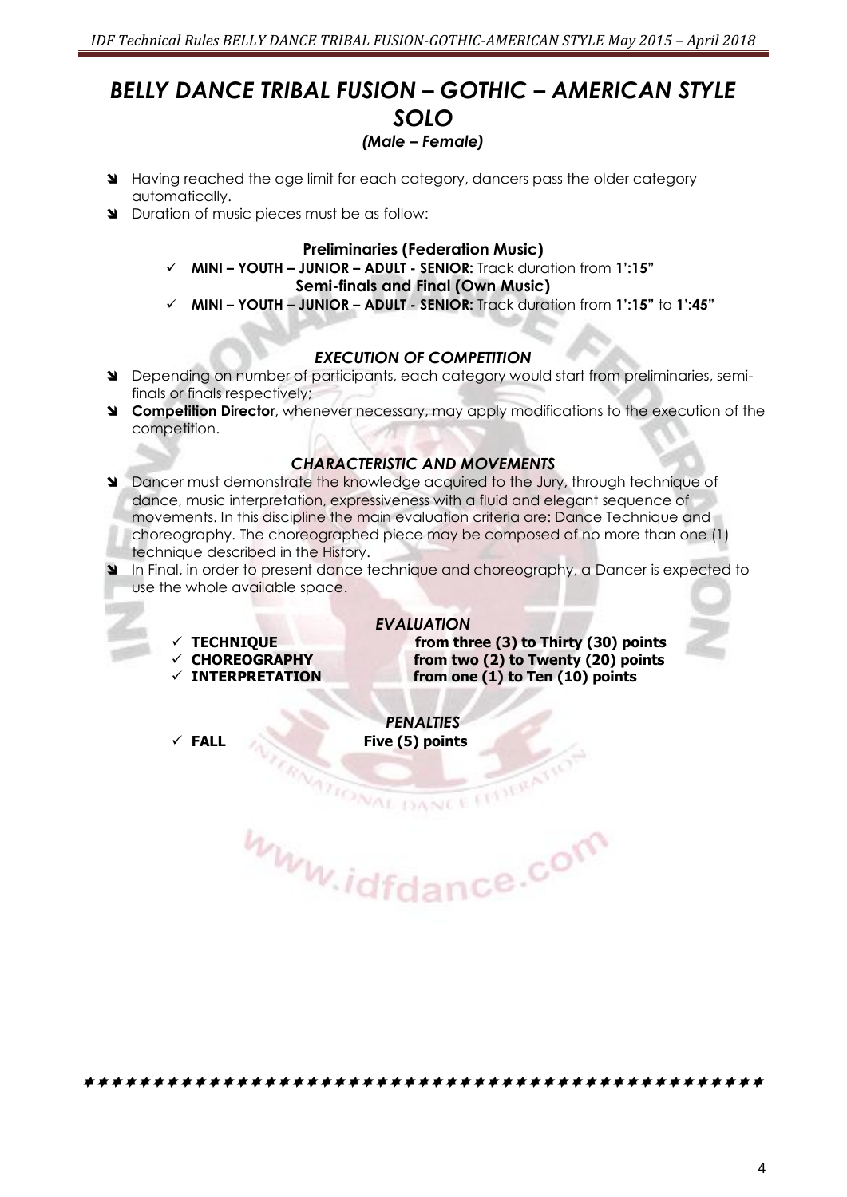# *BELLY DANCE TRIBAL FUSION – GOTHIC – AMERICAN STYLE SOLO*

***(Male – Female)***

- Having reached the age limit for each category, dancers pass the older category automatically.
- Duration of music pieces must be as follow:

**Preliminaries (Federation Music)**

- ✓ **MINI – YOUTH – JUNIOR – ADULT - SENIOR:** Track duration from **1':15"**

**Semi-finals and Final (Own Music)**

- ✓ **MINI – YOUTH – JUNIOR – ADULT - SENIOR:** Track duration from **1':15"** to **1':45"**

## *EXECUTION OF COMPETITION*

- Depending on number of participants, each category would start from preliminaries, semi-finals or finals respectively;
- **Competition Director**, whenever necessary, may apply modifications to the execution of the competition.

## *CHARACTERISTIC AND MOVEMENTS*

- Dancer must demonstrate the knowledge acquired to the Jury, through technique of dance, music interpretation, expressiveness with a fluid and elegant sequence of movements. In this discipline the main evaluation criteria are: Dance Technique and choreography. The choreographed piece may be composed of no more than one (1) technique described in the History.
- In Final, in order to present dance technique and choreography, a Dancer is expected to use the whole available space.

## *EVALUATION*

- ✓ **TECHNIQUE** **from three (3) to Thirty (30) points**
- ✓ **CHOREOGRAPHY** **from two (2) to Twenty (20) points**
- ✓ **INTERPRETATION** **from one (1) to Ten (10) points**

## *PENALTIES*

- ✓ **FALL** **Five (5) points**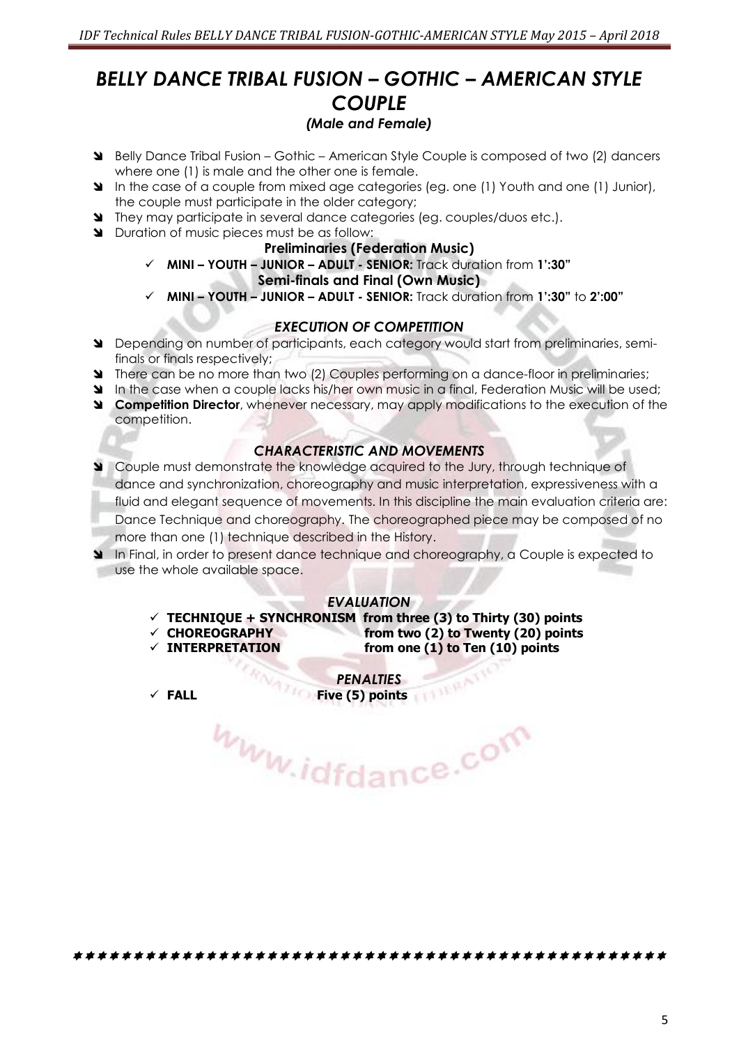# *BELLY DANCE TRIBAL FUSION – GOTHIC – AMERICAN STYLE COUPLE*

### *(Male and Female)*

- Belly Dance Tribal Fusion – Gothic – American Style Couple is composed of two (2) dancers where one (1) is male and the other one is female.
- In the case of a couple from mixed age categories (eg. one (1) Youth and one (1) Junior), the couple must participate in the older category;
- They may participate in several dance categories (eg. couples/duos etc.).
- Duration of music pieces must be as follow:

**Preliminaries (Federation Music)**

- ✓ **MINI – YOUTH – JUNIOR – ADULT - SENIOR:** Track duration from **1':30"**

**Semi-finals and Final (Own Music)**

- ✓ **MINI – YOUTH – JUNIOR – ADULT - SENIOR:** Track duration from **1':30"** to **2':00"**

## *EXECUTION OF COMPETITION*

- Depending on number of participants, each category would start from preliminaries, semi-finals or finals respectively;
- There can be no more than two (2) Couples performing on a dance-floor in preliminaries;
- In the case when a couple lacks his/her own music in a final, Federation Music will be used;
- **Competition Director**, whenever necessary, may apply modifications to the execution of the competition.

## *CHARACTERISTIC AND MOVEMENTS*

- Couple must demonstrate the knowledge acquired to the Jury, through technique of dance and synchronization, choreography and music interpretation, expressiveness with a fluid and elegant sequence of movements. In this discipline the main evaluation criteria are: Dance Technique and choreography. The choreographed piece may be composed of no more than one (1) technique described in the History.
- In Final, in order to present dance technique and choreography, a Couple is expected to use the whole available space.

## *EVALUATION*

- ✓ **TECHNIQUE + SYNCHRONISM from three (3) to Thirty (30) points**
- ✓ **CHOREOGRAPHY from two (2) to Twenty (20) points**
- ✓ **INTERPRETATION from one (1) to Ten (10) points**

## *PENALTIES*

- ✓ **FALL Five (5) points**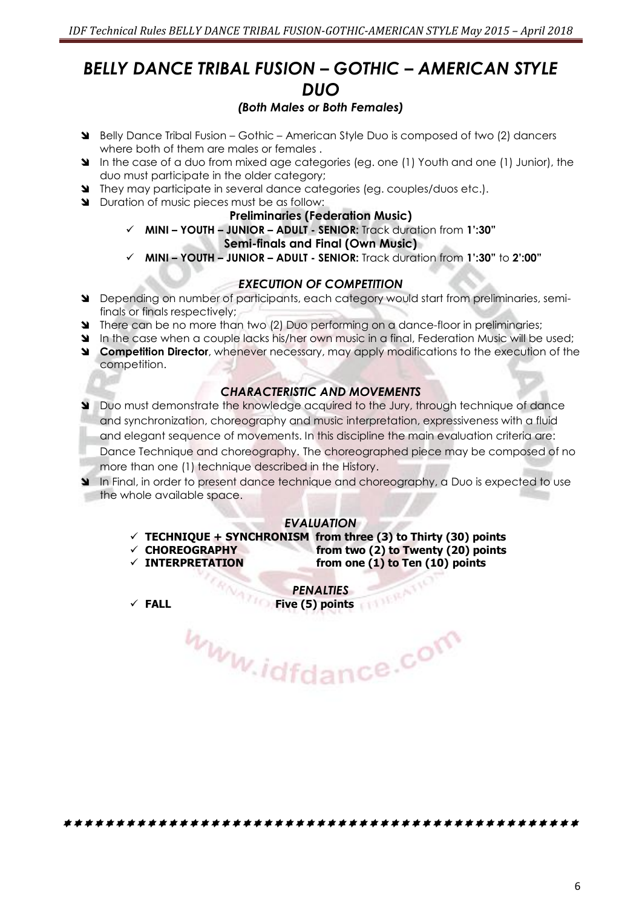# *BELLY DANCE TRIBAL FUSION – GOTHIC – AMERICAN STYLE DUO*

### *(Both Males or Both Females)*

- Belly Dance Tribal Fusion – Gothic – American Style Duo is composed of two (2) dancers where both of them are males or females .
- In the case of a duo from mixed age categories (eg. one (1) Youth and one (1) Junior), the duo must participate in the older category;
- They may participate in several dance categories (eg. couples/duos etc.).
- Duration of music pieces must be as follow:

**Preliminaries (Federation Music)**

- ✓ **MINI – YOUTH – JUNIOR – ADULT - SENIOR:** Track duration from **1':30"**

**Semi-finals and Final (Own Music)**

- ✓ **MINI – YOUTH – JUNIOR – ADULT - SENIOR:** Track duration from **1':30"** to **2':00"**

## *EXECUTION OF COMPETITION*

- Depending on number of participants, each category would start from preliminaries, semi-finals or finals respectively;
- There can be no more than two (2) Duo performing on a dance-floor in preliminaries;
- In the case when a couple lacks his/her own music in a final, Federation Music will be used;
- **Competition Director**, whenever necessary, may apply modifications to the execution of the competition.

## *CHARACTERISTIC AND MOVEMENTS*

- Duo must demonstrate the knowledge acquired to the Jury, through technique of dance and synchronization, choreography and music interpretation, expressiveness with a fluid and elegant sequence of movements. In this discipline the main evaluation criteria are: Dance Technique and choreography. The choreographed piece may be composed of no more than one (1) technique described in the History.
- In Final, in order to present dance technique and choreography, a Duo is expected to use the whole available space.

## *EVALUATION*

- ✓ **TECHNIQUE + SYNCHRONISM from three (3) to Thirty (30) points**
- ✓ **CHOREOGRAPHY from two (2) to Twenty (20) points**
- ✓ **INTERPRETATION from one (1) to Ten (10) points**

## *PENALTIES*

- ✓ **FALL Five (5) points**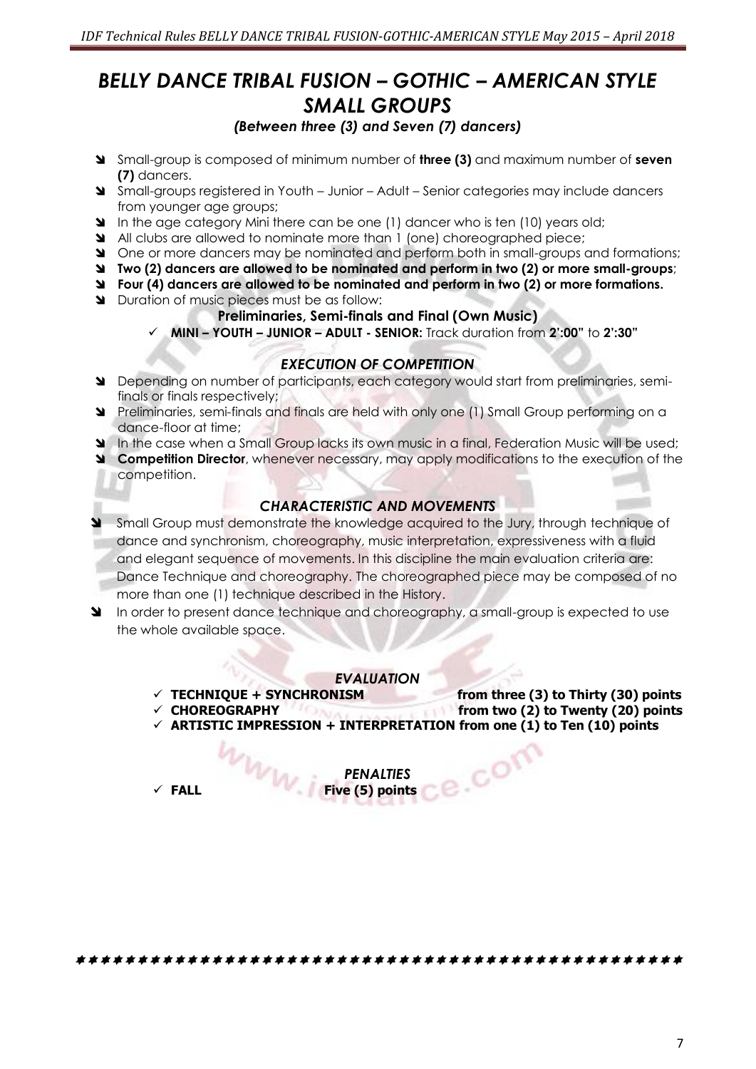# *BELLY DANCE TRIBAL FUSION – GOTHIC – AMERICAN STYLE SMALL GROUPS*

### *(Between three (3) and Seven (7) dancers)*

- Small-group is composed of minimum number of **three (3)** and maximum number of **seven (7)** dancers.
- Small-groups registered in Youth – Junior – Adult – Senior categories may include dancers from younger age groups;
- In the age category Mini there can be one (1) dancer who is ten (10) years old;
- All clubs are allowed to nominate more than 1 (one) choreographed piece;
- One or more dancers may be nominated and perform both in small-groups and formations;
- **Two (2) dancers are allowed to be nominated and perform in two (2) or more small-groups**;
- **Four (4) dancers are allowed to be nominated and perform in two (2) or more formations.**
- Duration of music pieces must be as follow:

**Preliminaries, Semi-finals and Final (Own Music)**

- ✓ **MINI – YOUTH – JUNIOR – ADULT - SENIOR:** Track duration from **2':00"** to **2':30"**

## *EXECUTION OF COMPETITION*

- Depending on number of participants, each category would start from preliminaries, semi-finals or finals respectively;
- Preliminaries, semi-finals and finals are held with only one (1) Small Group performing on a dance-floor at time;
- In the case when a Small Group lacks its own music in a final, Federation Music will be used;
- **Competition Director**, whenever necessary, may apply modifications to the execution of the competition.

## *CHARACTERISTIC AND MOVEMENTS*

- Small Group must demonstrate the knowledge acquired to the Jury, through technique of dance and synchronism, choreography, music interpretation, expressiveness with a fluid and elegant sequence of movements. In this discipline the main evaluation criteria are: Dance Technique and choreography. The choreographed piece may be composed of no more than one (1) technique described in the History.
- In order to present dance technique and choreography, a small-group is expected to use the whole available space.

## *EVALUATION*

- ✓ **TECHNIQUE + SYNCHRONISM** **from three (3) to Thirty (30) points**
- ✓ **CHOREOGRAPHY** **from two (2) to Twenty (20) points**
- ✓ **ARTISTIC IMPRESSION + INTERPRETATION from one (1) to Ten (10) points**

## *PENALTIES*

- ✓ **FALL** **Five (5) points**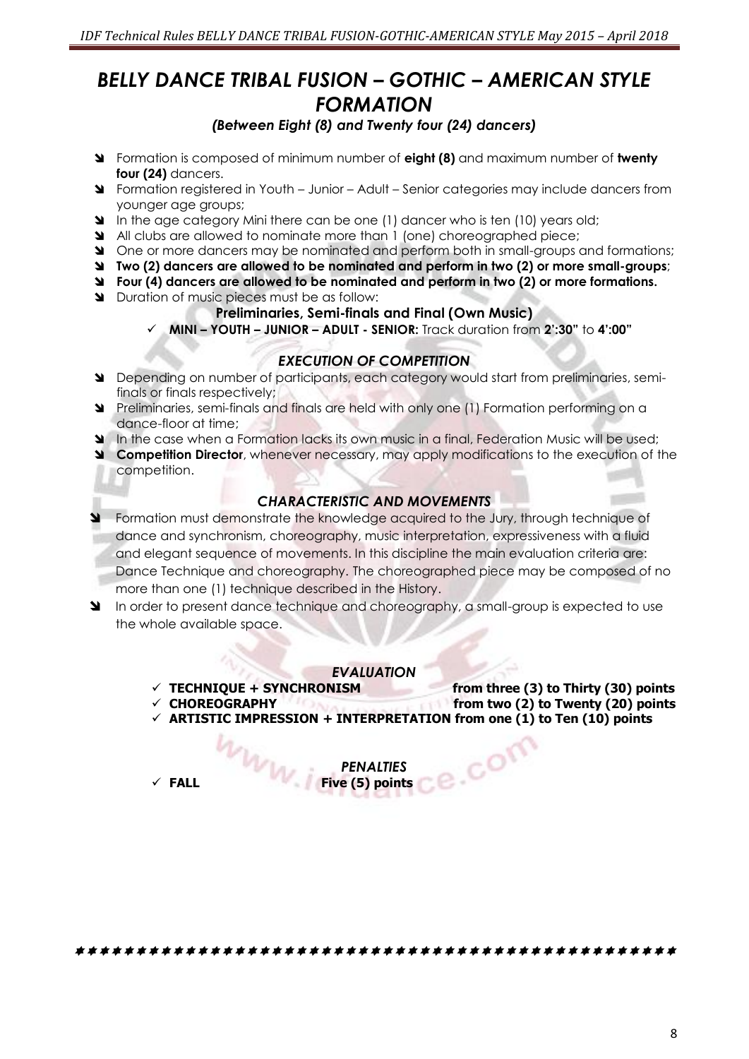# *BELLY DANCE TRIBAL FUSION – GOTHIC – AMERICAN STYLE FORMATION*

### *(Between Eight (8) and Twenty four (24) dancers)*

- Formation is composed of minimum number of **eight (8)** and maximum number of **twenty four (24)** dancers.
- Formation registered in Youth – Junior – Adult – Senior categories may include dancers from younger age groups;
- In the age category Mini there can be one (1) dancer who is ten (10) years old;
- All clubs are allowed to nominate more than 1 (one) choreographed piece;
- One or more dancers may be nominated and perform both in small-groups and formations;
- **Two (2) dancers are allowed to be nominated and perform in two (2) or more small-groups**;
- **Four (4) dancers are allowed to be nominated and perform in two (2) or more formations.**
- Duration of music pieces must be as follow:

**Preliminaries, Semi-finals and Final (Own Music)**

- ✓ **MINI – YOUTH – JUNIOR – ADULT - SENIOR:** Track duration from **2':30"** to **4':00"**

## *EXECUTION OF COMPETITION*

- Depending on number of participants, each category would start from preliminaries, semi-finals or finals respectively;
- Preliminaries, semi-finals and finals are held with only one (1) Formation performing on a dance-floor at time;
- In the case when a Formation lacks its own music in a final, Federation Music will be used;
- **Competition Director**, whenever necessary, may apply modifications to the execution of the competition.

## *CHARACTERISTIC AND MOVEMENTS*

- Formation must demonstrate the knowledge acquired to the Jury, through technique of dance and synchronism, choreography, music interpretation, expressiveness with a fluid and elegant sequence of movements. In this discipline the main evaluation criteria are: Dance Technique and choreography. The choreographed piece may be composed of no more than one (1) technique described in the History.
- In order to present dance technique and choreography, a small-group is expected to use the whole available space.

## *EVALUATION*

- ✓ **TECHNIQUE + SYNCHRONISM** **from three (3) to Thirty (30) points**
- ✓ **CHOREOGRAPHY** **from two (2) to Twenty (20) points**
- ✓ **ARTISTIC IMPRESSION + INTERPRETATION from one (1) to Ten (10) points**

## *PENALTIES*

- ✓ **FALL** **Five (5) points**